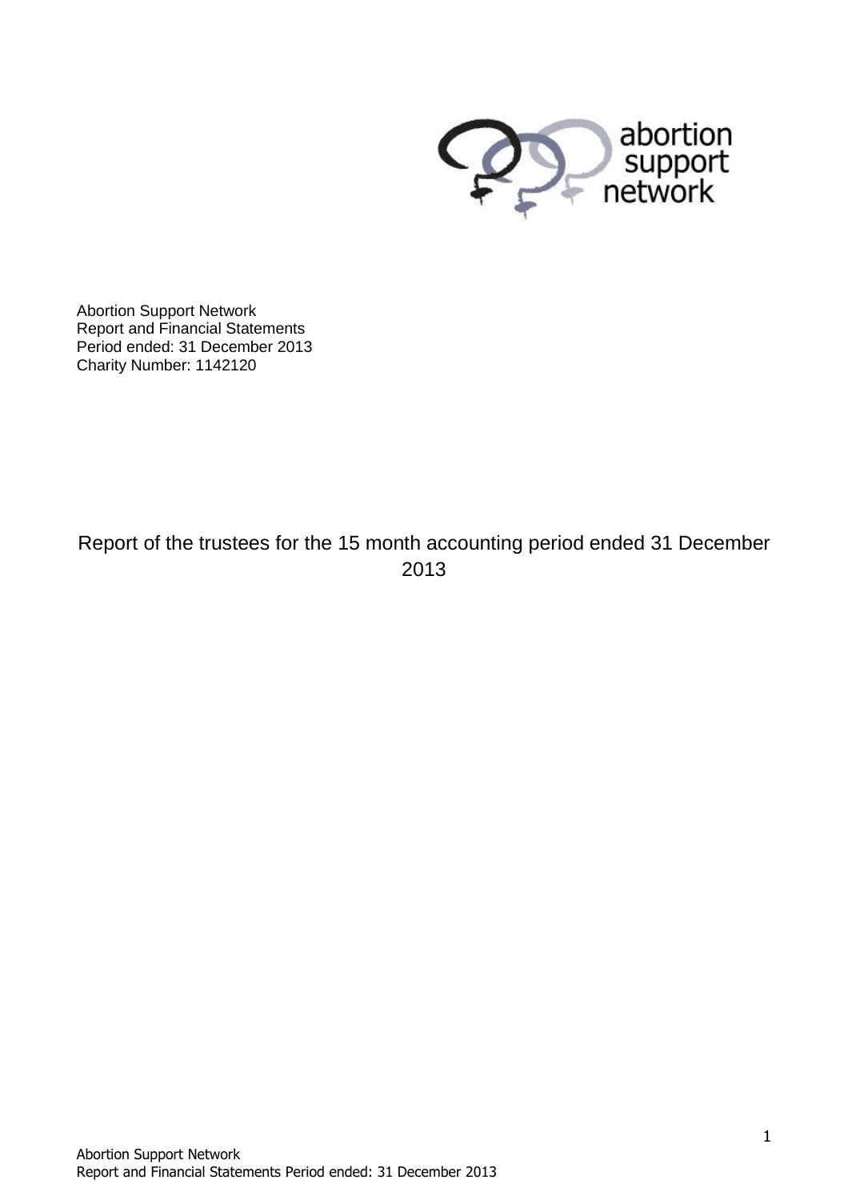abortion support network

Abortion Support Network
Report and Financial Statements
Period ended: 31 December 2013
Charity Number: 1142120

# Report of the trustees for the 15 month accounting period ended 31 December 2013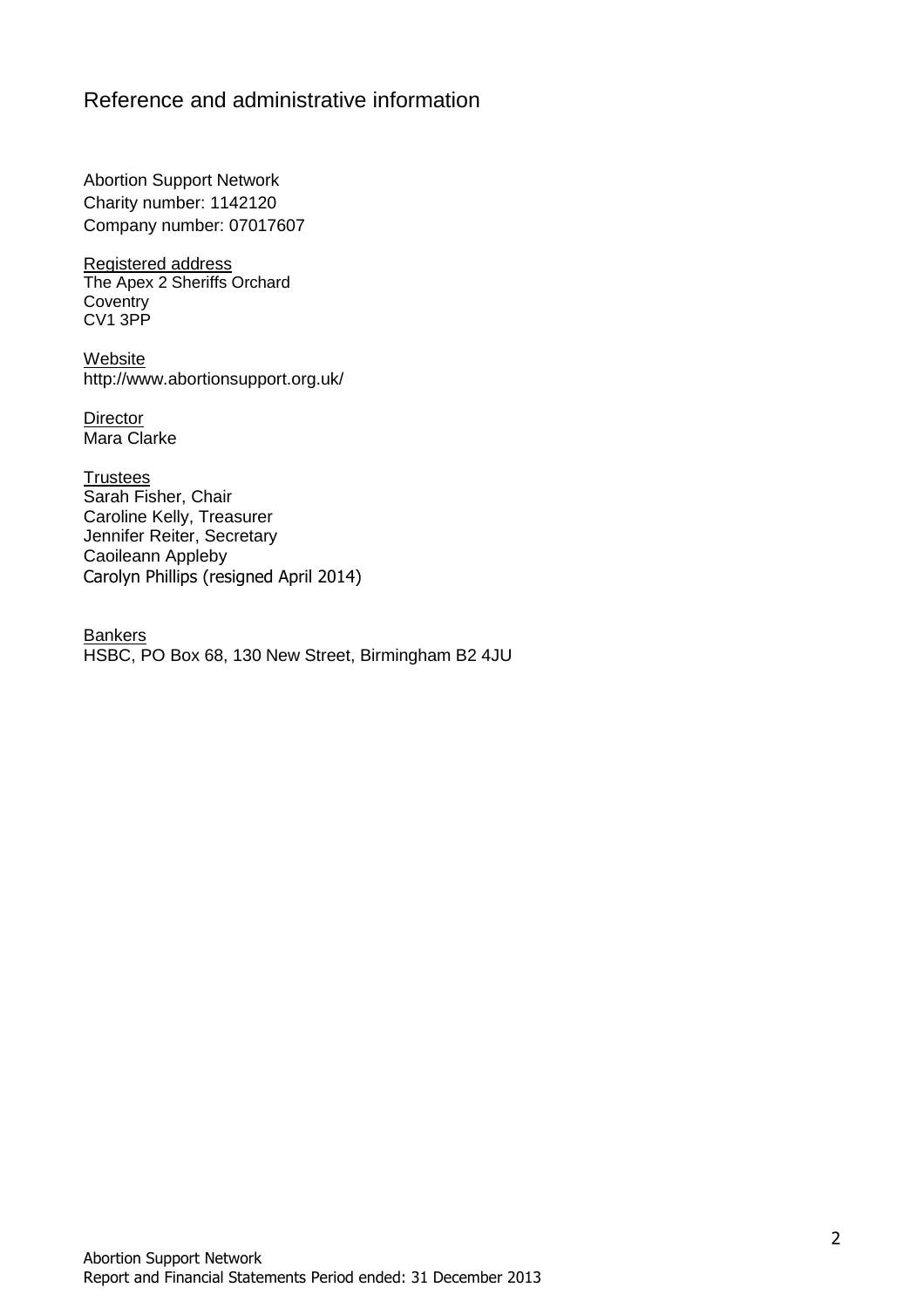# Reference and administrative information

Abortion Support Network
Charity number: 1142120
Company number: 07017607

Registered address
The Apex 2 Sheriffs Orchard
Coventry
CV1 3PP

Website
http://www.abortionsupport.org.uk/

Director
Mara Clarke

Trustees
Sarah Fisher, Chair
Caroline Kelly, Treasurer
Jennifer Reiter, Secretary
Caoileann Appleby
Carolyn Phillips (resigned April 2014)

Bankers
HSBC, PO Box 68, 130 New Street, Birmingham B2 4JU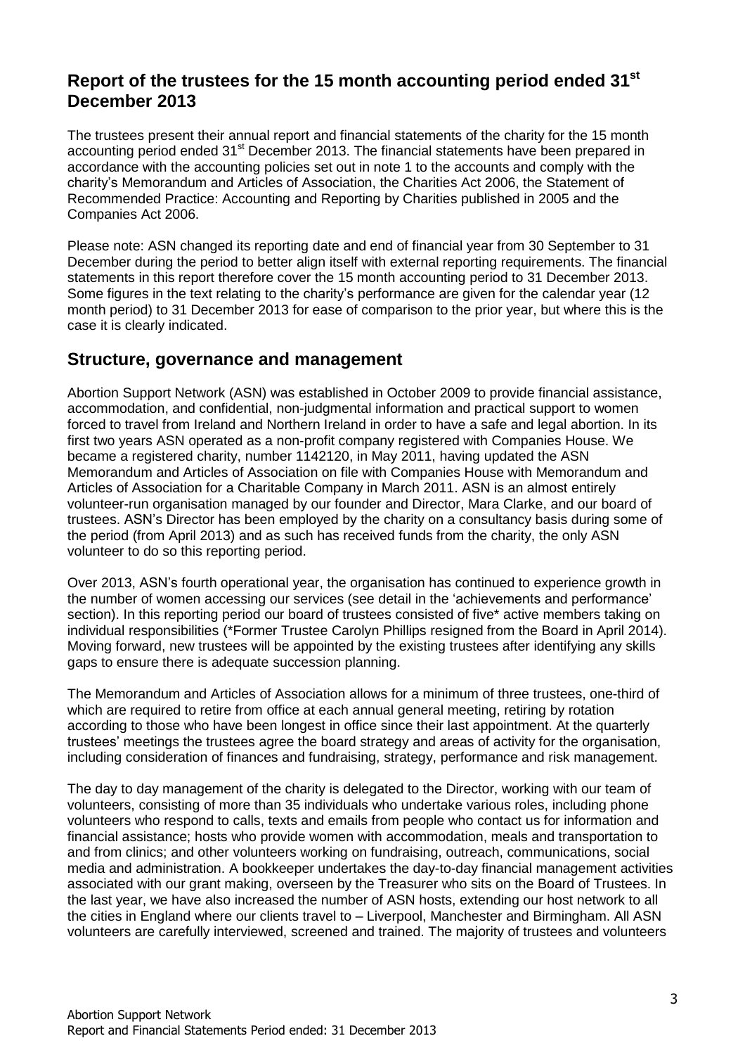## Report of the trustees for the 15 month accounting period ended 31st December 2013

The trustees present their annual report and financial statements of the charity for the 15 month accounting period ended 31st December 2013. The financial statements have been prepared in accordance with the accounting policies set out in note 1 to the accounts and comply with the charity's Memorandum and Articles of Association, the Charities Act 2006, the Statement of Recommended Practice: Accounting and Reporting by Charities published in 2005 and the Companies Act 2006.

Please note: ASN changed its reporting date and end of financial year from 30 September to 31 December during the period to better align itself with external reporting requirements. The financial statements in this report therefore cover the 15 month accounting period to 31 December 2013. Some figures in the text relating to the charity's performance are given for the calendar year (12 month period) to 31 December 2013 for ease of comparison to the prior year, but where this is the case it is clearly indicated.

## Structure, governance and management

Abortion Support Network (ASN) was established in October 2009 to provide financial assistance, accommodation, and confidential, non-judgmental information and practical support to women forced to travel from Ireland and Northern Ireland in order to have a safe and legal abortion. In its first two years ASN operated as a non-profit company registered with Companies House. We became a registered charity, number 1142120, in May 2011, having updated the ASN Memorandum and Articles of Association on file with Companies House with Memorandum and Articles of Association for a Charitable Company in March 2011. ASN is an almost entirely volunteer-run organisation managed by our founder and Director, Mara Clarke, and our board of trustees. ASN's Director has been employed by the charity on a consultancy basis during some of the period (from April 2013) and as such has received funds from the charity, the only ASN volunteer to do so this reporting period.

Over 2013, ASN's fourth operational year, the organisation has continued to experience growth in the number of women accessing our services (see detail in the 'achievements and performance' section). In this reporting period our board of trustees consisted of five* active members taking on individual responsibilities (*Former Trustee Carolyn Phillips resigned from the Board in April 2014). Moving forward, new trustees will be appointed by the existing trustees after identifying any skills gaps to ensure there is adequate succession planning.

The Memorandum and Articles of Association allows for a minimum of three trustees, one-third of which are required to retire from office at each annual general meeting, retiring by rotation according to those who have been longest in office since their last appointment. At the quarterly trustees' meetings the trustees agree the board strategy and areas of activity for the organisation, including consideration of finances and fundraising, strategy, performance and risk management.

The day to day management of the charity is delegated to the Director, working with our team of volunteers, consisting of more than 35 individuals who undertake various roles, including phone volunteers who respond to calls, texts and emails from people who contact us for information and financial assistance; hosts who provide women with accommodation, meals and transportation to and from clinics; and other volunteers working on fundraising, outreach, communications, social media and administration. A bookkeeper undertakes the day-to-day financial management activities associated with our grant making, overseen by the Treasurer who sits on the Board of Trustees. In the last year, we have also increased the number of ASN hosts, extending our host network to all the cities in England where our clients travel to – Liverpool, Manchester and Birmingham. All ASN volunteers are carefully interviewed, screened and trained. The majority of trustees and volunteers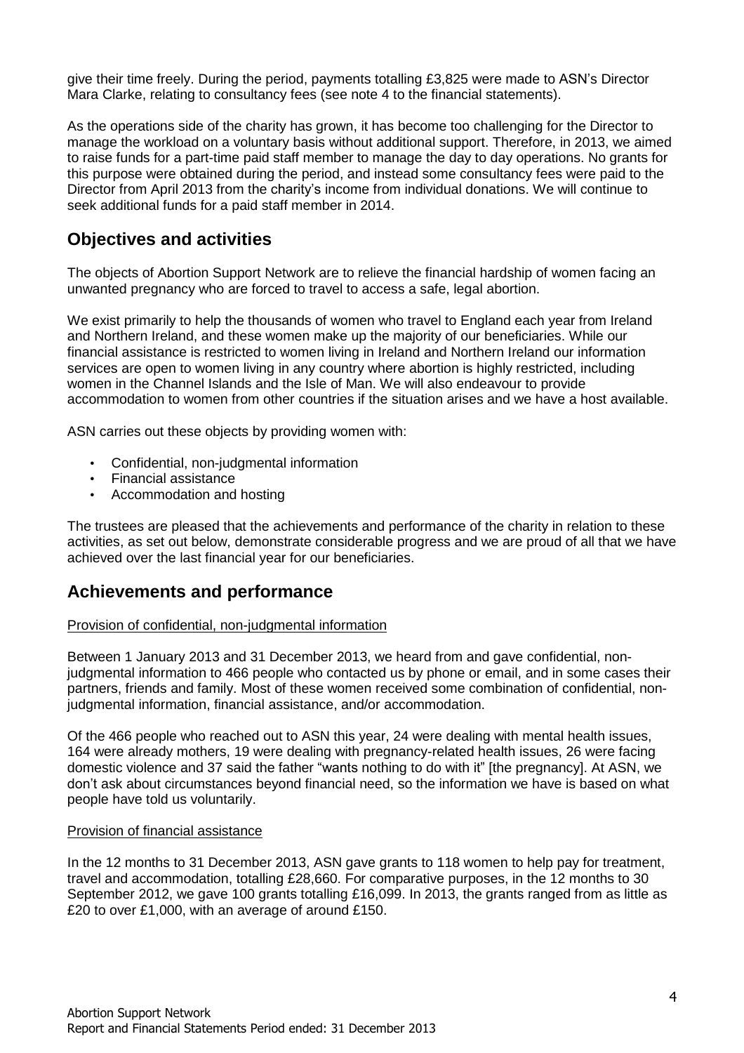give their time freely. During the period, payments totalling £3,825 were made to ASN's Director Mara Clarke, relating to consultancy fees (see note 4 to the financial statements).

As the operations side of the charity has grown, it has become too challenging for the Director to manage the workload on a voluntary basis without additional support. Therefore, in 2013, we aimed to raise funds for a part-time paid staff member to manage the day to day operations. No grants for this purpose were obtained during the period, and instead some consultancy fees were paid to the Director from April 2013 from the charity's income from individual donations. We will continue to seek additional funds for a paid staff member in 2014.

## Objectives and activities

The objects of Abortion Support Network are to relieve the financial hardship of women facing an unwanted pregnancy who are forced to travel to access a safe, legal abortion.

We exist primarily to help the thousands of women who travel to England each year from Ireland and Northern Ireland, and these women make up the majority of our beneficiaries. While our financial assistance is restricted to women living in Ireland and Northern Ireland our information services are open to women living in any country where abortion is highly restricted, including women in the Channel Islands and the Isle of Man. We will also endeavour to provide accommodation to women from other countries if the situation arises and we have a host available.

ASN carries out these objects by providing women with:

- Confidential, non-judgmental information
- Financial assistance
- Accommodation and hosting

The trustees are pleased that the achievements and performance of the charity in relation to these activities, as set out below, demonstrate considerable progress and we are proud of all that we have achieved over the last financial year for our beneficiaries.

## Achievements and performance

Provision of confidential, non-judgmental information

Between 1 January 2013 and 31 December 2013, we heard from and gave confidential, non-judgmental information to 466 people who contacted us by phone or email, and in some cases their partners, friends and family. Most of these women received some combination of confidential, non-judgmental information, financial assistance, and/or accommodation.

Of the 466 people who reached out to ASN this year, 24 were dealing with mental health issues, 164 were already mothers, 19 were dealing with pregnancy-related health issues, 26 were facing domestic violence and 37 said the father "wants nothing to do with it" [the pregnancy]. At ASN, we don't ask about circumstances beyond financial need, so the information we have is based on what people have told us voluntarily.

Provision of financial assistance

In the 12 months to 31 December 2013, ASN gave grants to 118 women to help pay for treatment, travel and accommodation, totalling £28,660. For comparative purposes, in the 12 months to 30 September 2012, we gave 100 grants totalling £16,099. In 2013, the grants ranged from as little as £20 to over £1,000, with an average of around £150.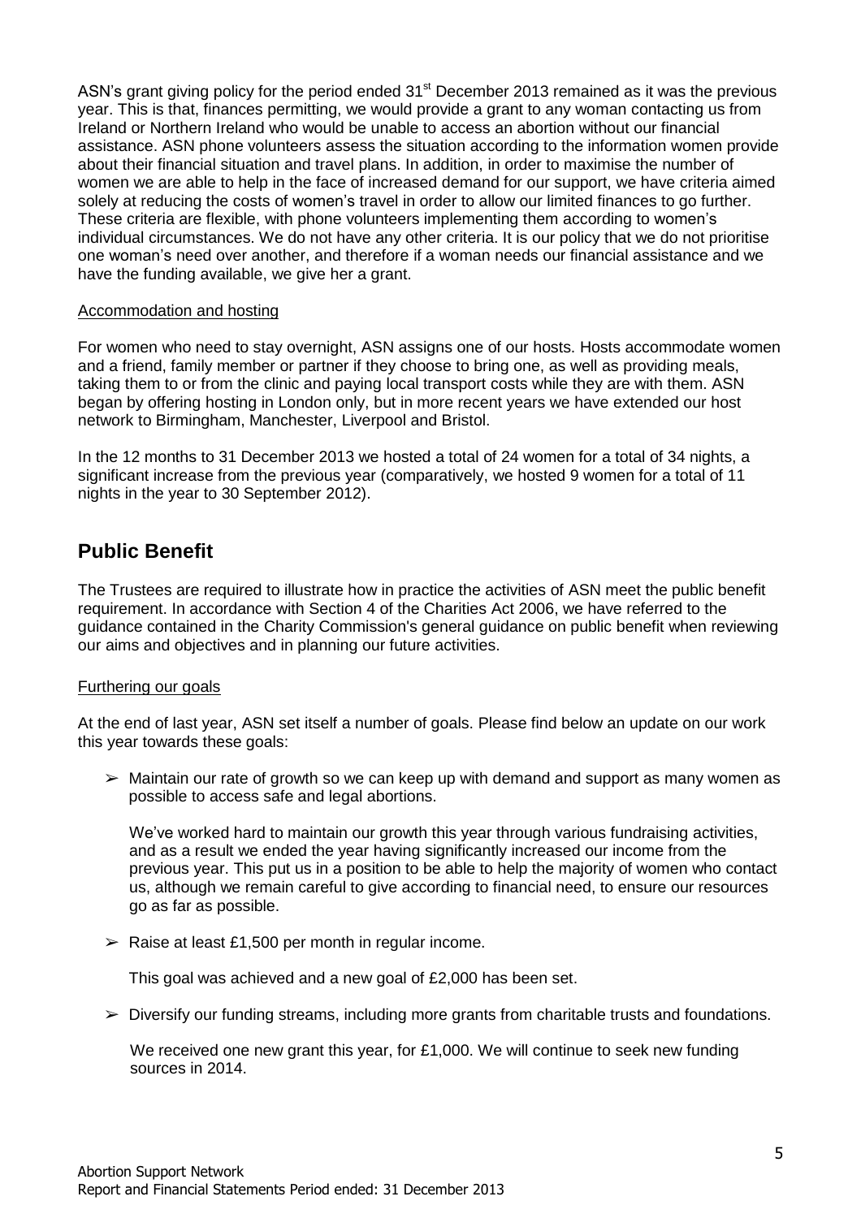ASN's grant giving policy for the period ended 31st December 2013 remained as it was the previous year. This is that, finances permitting, we would provide a grant to any woman contacting us from Ireland or Northern Ireland who would be unable to access an abortion without our financial assistance. ASN phone volunteers assess the situation according to the information women provide about their financial situation and travel plans. In addition, in order to maximise the number of women we are able to help in the face of increased demand for our support, we have criteria aimed solely at reducing the costs of women's travel in order to allow our limited finances to go further. These criteria are flexible, with phone volunteers implementing them according to women's individual circumstances. We do not have any other criteria. It is our policy that we do not prioritise one woman's need over another, and therefore if a woman needs our financial assistance and we have the funding available, we give her a grant.

Accommodation and hosting

For women who need to stay overnight, ASN assigns one of our hosts. Hosts accommodate women and a friend, family member or partner if they choose to bring one, as well as providing meals, taking them to or from the clinic and paying local transport costs while they are with them. ASN began by offering hosting in London only, but in more recent years we have extended our host network to Birmingham, Manchester, Liverpool and Bristol.

In the 12 months to 31 December 2013 we hosted a total of 24 women for a total of 34 nights, a significant increase from the previous year (comparatively, we hosted 9 women for a total of 11 nights in the year to 30 September 2012).

## Public Benefit

The Trustees are required to illustrate how in practice the activities of ASN meet the public benefit requirement. In accordance with Section 4 of the Charities Act 2006, we have referred to the guidance contained in the Charity Commission's general guidance on public benefit when reviewing our aims and objectives and in planning our future activities.

Furthering our goals

At the end of last year, ASN set itself a number of goals. Please find below an update on our work this year towards these goals:

- Maintain our rate of growth so we can keep up with demand and support as many women as possible to access safe and legal abortions.

  We've worked hard to maintain our growth this year through various fundraising activities, and as a result we ended the year having significantly increased our income from the previous year. This put us in a position to be able to help the majority of women who contact us, although we remain careful to give according to financial need, to ensure our resources go as far as possible.

- Raise at least £1,500 per month in regular income.

  This goal was achieved and a new goal of £2,000 has been set.

- Diversify our funding streams, including more grants from charitable trusts and foundations.

  We received one new grant this year, for £1,000. We will continue to seek new funding sources in 2014.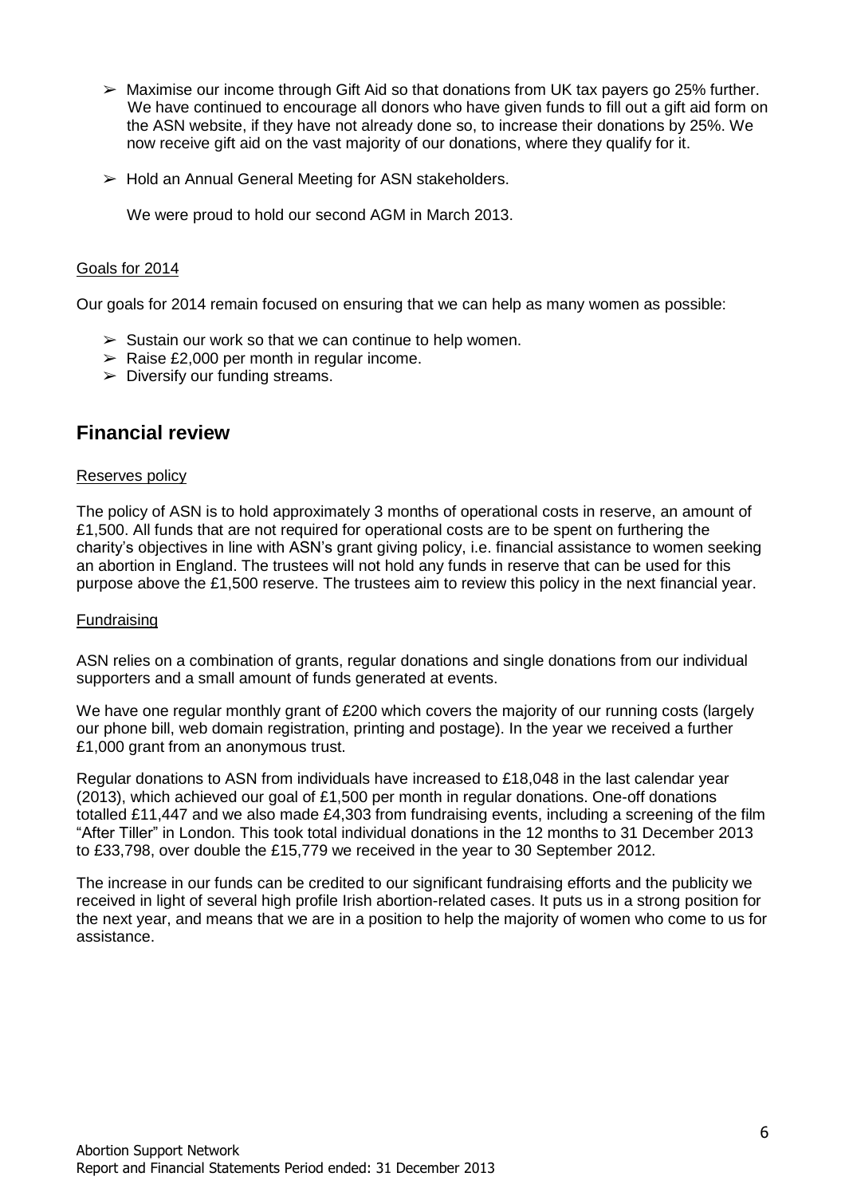- Maximise our income through Gift Aid so that donations from UK tax payers go 25% further. We have continued to encourage all donors who have given funds to fill out a gift aid form on the ASN website, if they have not already done so, to increase their donations by 25%. We now receive gift aid on the vast majority of our donations, where they qualify for it.

- Hold an Annual General Meeting for ASN stakeholders.

  We were proud to hold our second AGM in March 2013.

### Goals for 2014

Our goals for 2014 remain focused on ensuring that we can help as many women as possible:

- Sustain our work so that we can continue to help women.
- Raise £2,000 per month in regular income.
- Diversify our funding streams.

## Financial review

### Reserves policy

The policy of ASN is to hold approximately 3 months of operational costs in reserve, an amount of £1,500. All funds that are not required for operational costs are to be spent on furthering the charity's objectives in line with ASN's grant giving policy, i.e. financial assistance to women seeking an abortion in England. The trustees will not hold any funds in reserve that can be used for this purpose above the £1,500 reserve. The trustees aim to review this policy in the next financial year.

### Fundraising

ASN relies on a combination of grants, regular donations and single donations from our individual supporters and a small amount of funds generated at events.

We have one regular monthly grant of £200 which covers the majority of our running costs (largely our phone bill, web domain registration, printing and postage). In the year we received a further £1,000 grant from an anonymous trust.

Regular donations to ASN from individuals have increased to £18,048 in the last calendar year (2013), which achieved our goal of £1,500 per month in regular donations. One-off donations totalled £11,447 and we also made £4,303 from fundraising events, including a screening of the film "After Tiller" in London. This took total individual donations in the 12 months to 31 December 2013 to £33,798, over double the £15,779 we received in the year to 30 September 2012.

The increase in our funds can be credited to our significant fundraising efforts and the publicity we received in light of several high profile Irish abortion-related cases. It puts us in a strong position for the next year, and means that we are in a position to help the majority of women who come to us for assistance.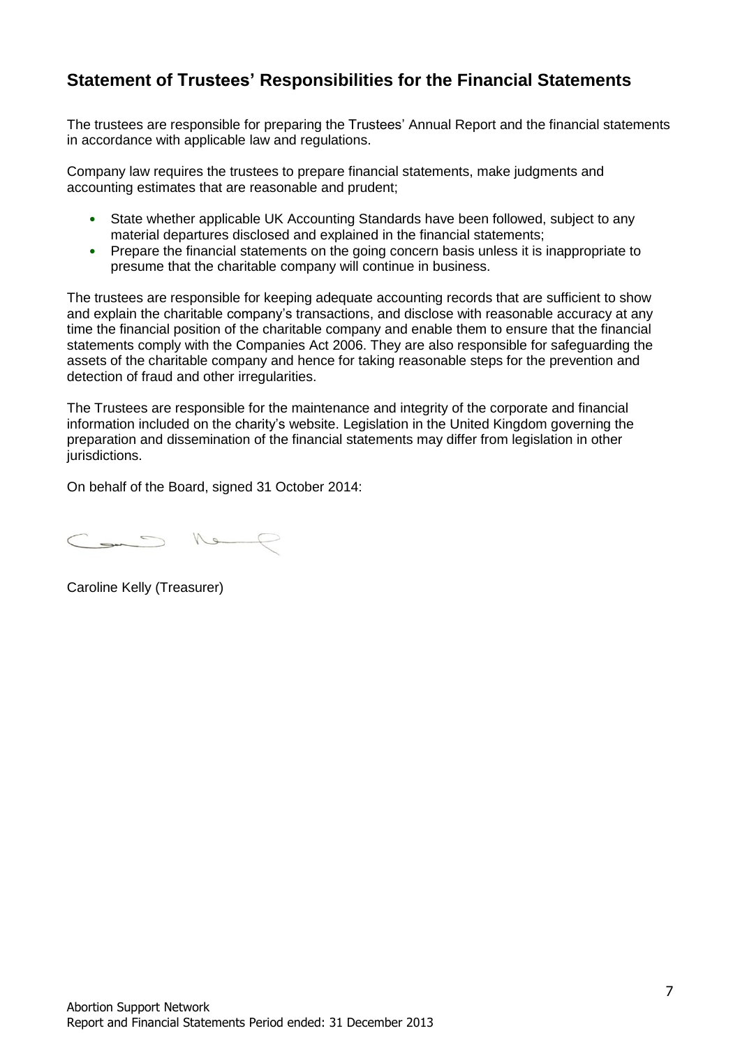## Statement of Trustees' Responsibilities for the Financial Statements

The trustees are responsible for preparing the Trustees' Annual Report and the financial statements in accordance with applicable law and regulations.

Company law requires the trustees to prepare financial statements, make judgments and accounting estimates that are reasonable and prudent;

- State whether applicable UK Accounting Standards have been followed, subject to any material departures disclosed and explained in the financial statements;
- Prepare the financial statements on the going concern basis unless it is inappropriate to presume that the charitable company will continue in business.

The trustees are responsible for keeping adequate accounting records that are sufficient to show and explain the charitable company's transactions, and disclose with reasonable accuracy at any time the financial position of the charitable company and enable them to ensure that the financial statements comply with the Companies Act 2006. They are also responsible for safeguarding the assets of the charitable company and hence for taking reasonable steps for the prevention and detection of fraud and other irregularities.

The Trustees are responsible for the maintenance and integrity of the corporate and financial information included on the charity's website. Legislation in the United Kingdom governing the preparation and dissemination of the financial statements may differ from legislation in other jurisdictions.

On behalf of the Board, signed 31 October 2014:

Caroline Kelly (Treasurer)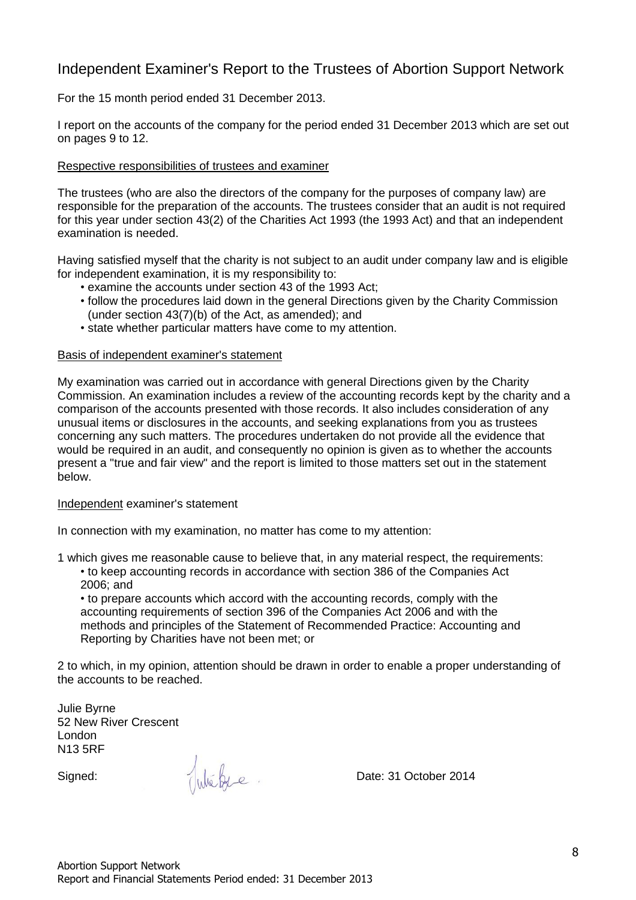# Independent Examiner's Report to the Trustees of Abortion Support Network

For the 15 month period ended 31 December 2013.

I report on the accounts of the company for the period ended 31 December 2013 which are set out on pages 9 to 12.

Respective responsibilities of trustees and examiner

The trustees (who are also the directors of the company for the purposes of company law) are responsible for the preparation of the accounts. The trustees consider that an audit is not required for this year under section 43(2) of the Charities Act 1993 (the 1993 Act) and that an independent examination is needed.

Having satisfied myself that the charity is not subject to an audit under company law and is eligible for independent examination, it is my responsibility to:

- examine the accounts under section 43 of the 1993 Act;
- follow the procedures laid down in the general Directions given by the Charity Commission (under section 43(7)(b) of the Act, as amended); and
- state whether particular matters have come to my attention.

Basis of independent examiner's statement

My examination was carried out in accordance with general Directions given by the Charity Commission. An examination includes a review of the accounting records kept by the charity and a comparison of the accounts presented with those records. It also includes consideration of any unusual items or disclosures in the accounts, and seeking explanations from you as trustees concerning any such matters. The procedures undertaken do not provide all the evidence that would be required in an audit, and consequently no opinion is given as to whether the accounts present a "true and fair view" and the report is limited to those matters set out in the statement below.

Independent examiner's statement

In connection with my examination, no matter has come to my attention:

1 which gives me reasonable cause to believe that, in any material respect, the requirements:

- to keep accounting records in accordance with section 386 of the Companies Act 2006; and
- to prepare accounts which accord with the accounting records, comply with the accounting requirements of section 396 of the Companies Act 2006 and with the methods and principles of the Statement of Recommended Practice: Accounting and Reporting by Charities have not been met; or

2 to which, in my opinion, attention should be drawn in order to enable a proper understanding of the accounts to be reached.

Julie Byrne
52 New River Crescent
London
N13 5RF

Signed: Julie Byrne    Date: 31 October 2014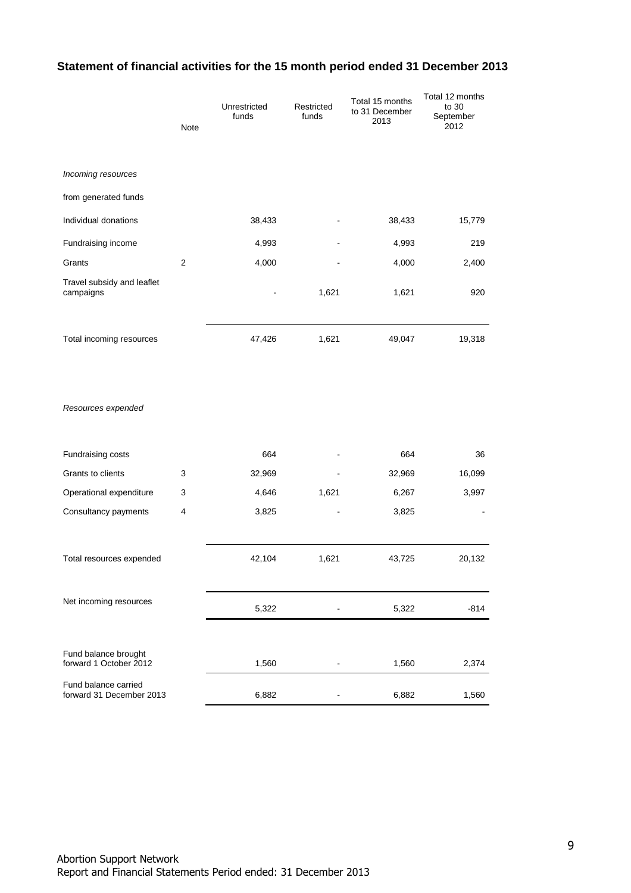## Statement of financial activities for the 15 month period ended 31 December 2013

| | Note | Unrestricted funds | Restricted funds | Total 15 months to 31 December 2013 | Total 12 months to 30 September 2012 |
|---|---|---|---|---|---|
| *Incoming resources* | | | | | |
| from generated funds | | | | | |
| Individual donations | | 38,433 | - | 38,433 | 15,779 |
| Fundraising income | | 4,993 | - | 4,993 | 219 |
| Grants | 2 | 4,000 | - | 4,000 | 2,400 |
| Travel subsidy and leaflet campaigns | | - | 1,621 | 1,621 | 920 |
| Total incoming resources | | 47,426 | 1,621 | 49,047 | 19,318 |
| *Resources expended* | | | | | |
| Fundraising costs | | 664 | - | 664 | 36 |
| Grants to clients | 3 | 32,969 | - | 32,969 | 16,099 |
| Operational expenditure | 3 | 4,646 | 1,621 | 6,267 | 3,997 |
| Consultancy payments | 4 | 3,825 | - | 3,825 | - |
| Total resources expended | | 42,104 | 1,621 | 43,725 | 20,132 |
| Net incoming resources | | 5,322 | - | 5,322 | -814 |
| Fund balance brought forward 1 October 2012 | | 1,560 | - | 1,560 | 2,374 |
| Fund balance carried forward 31 December 2013 | | 6,882 | - | 6,882 | 1,560 |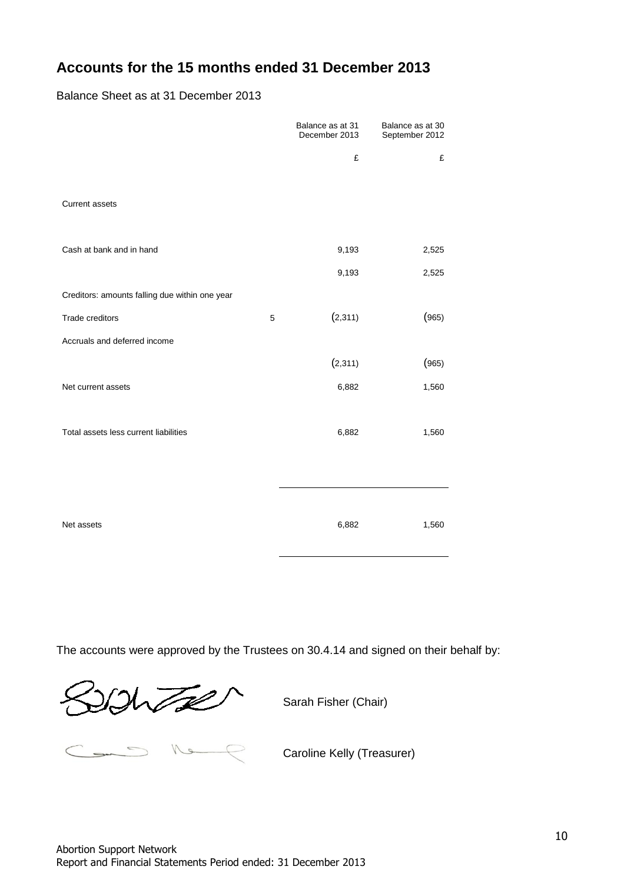## Accounts for the 15 months ended 31 December 2013

Balance Sheet as at 31 December 2013

| | | Balance as at 31 December 2013 | Balance as at 30 September 2012 |
|---|---|---|---|
| | | £ | £ |
| Current assets | | | |
| Cash at bank and in hand | | 9,193 | 2,525 |
| | | 9,193 | 2,525 |
| Creditors: amounts falling due within one year | | | |
| Trade creditors | 5 | (2,311) | (965) |
| Accruals and deferred income | | | |
| | | (2,311) | (965) |
| Net current assets | | 6,882 | 1,560 |
| Total assets less current liabilities | | 6,882 | 1,560 |
| Net assets | | 6,882 | 1,560 |

The accounts were approved by the Trustees on 30.4.14 and signed on their behalf by:

Sarah Fisher (Chair)

Caroline Kelly (Treasurer)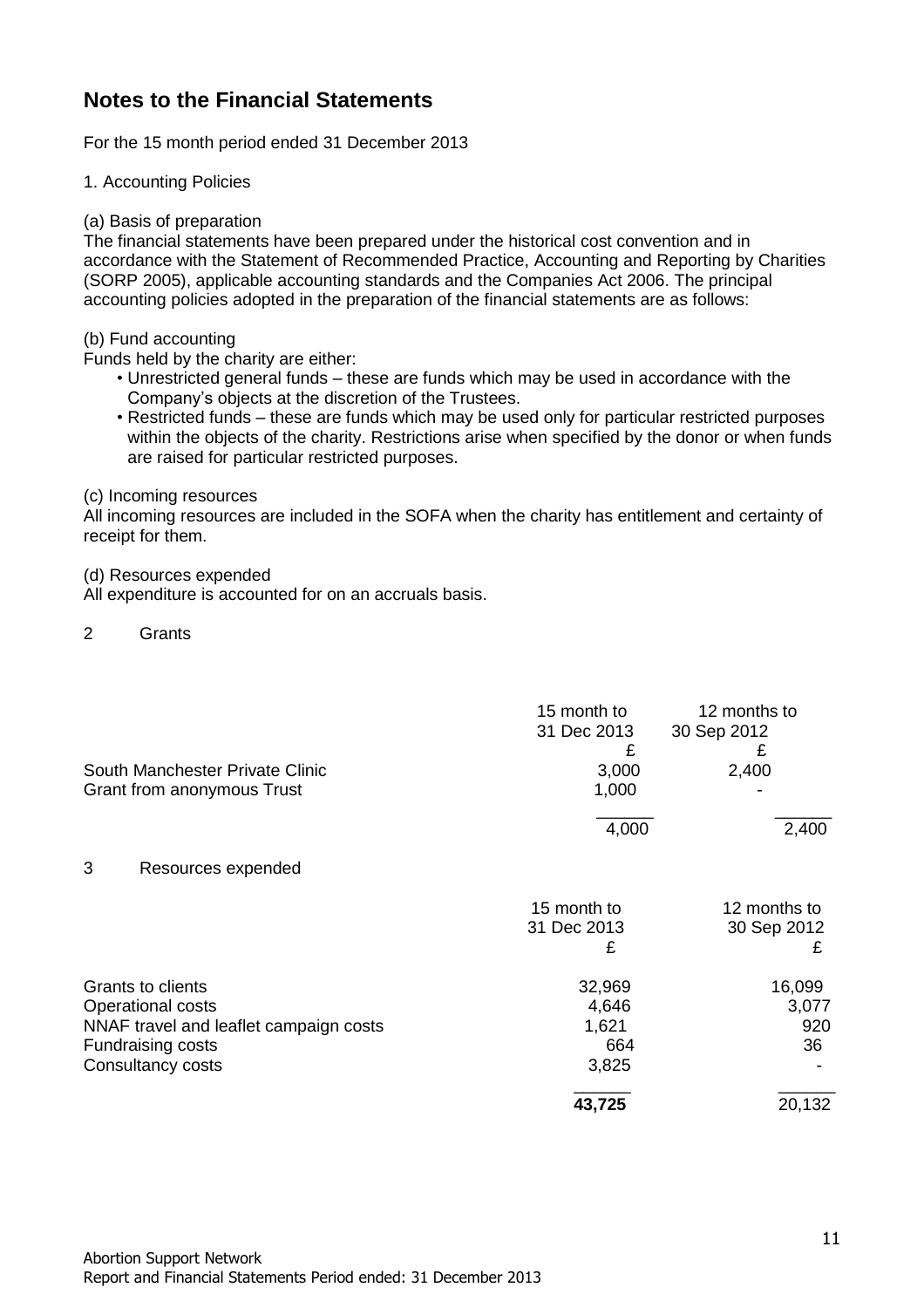# Notes to the Financial Statements

For the 15 month period ended 31 December 2013

1. Accounting Policies

(a) Basis of preparation
The financial statements have been prepared under the historical cost convention and in accordance with the Statement of Recommended Practice, Accounting and Reporting by Charities (SORP 2005), applicable accounting standards and the Companies Act 2006. The principal accounting policies adopted in the preparation of the financial statements are as follows:

(b) Fund accounting
Funds held by the charity are either:

- Unrestricted general funds – these are funds which may be used in accordance with the Company's objects at the discretion of the Trustees.
- Restricted funds – these are funds which may be used only for particular restricted purposes within the objects of the charity. Restrictions arise when specified by the donor or when funds are raised for particular restricted purposes.

(c) Incoming resources
All incoming resources are included in the SOFA when the charity has entitlement and certainty of receipt for them.

(d) Resources expended
All expenditure is accounted for on an accruals basis.

2 Grants

| | 15 month to 31 Dec 2013 | 12 months to 30 Sep 2012 |
|---|---|---|
| | £ | £ |
| South Manchester Private Clinic | 3,000 | 2,400 |
| Grant from anonymous Trust | 1,000 | - |
| | 4,000 | 2,400 |

3 Resources expended

| | 15 month to 31 Dec 2013 | 12 months to 30 Sep 2012 |
|---|---|---|
| | £ | £ |
| Grants to clients | 32,969 | 16,099 |
| Operational costs | 4,646 | 3,077 |
| NNAF travel and leaflet campaign costs | 1,621 | 920 |
| Fundraising costs | 664 | 36 |
| Consultancy costs | 3,825 | - |
| | **43,725** | 20,132 |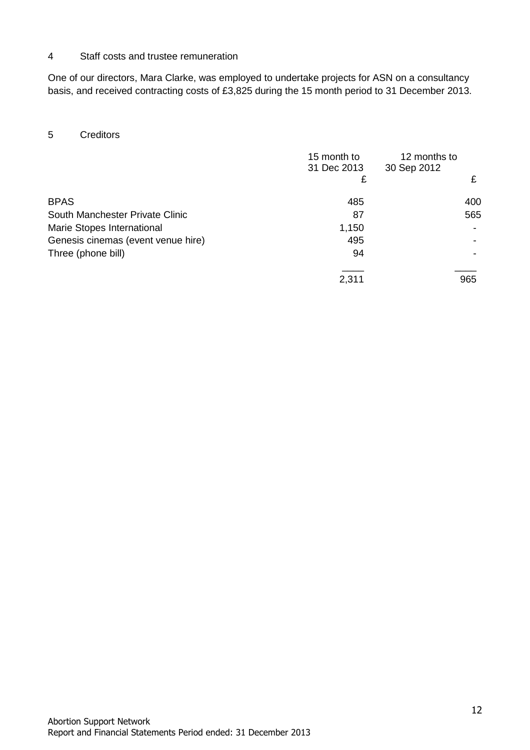## 4 Staff costs and trustee remuneration

One of our directors, Mara Clarke, was employed to undertake projects for ASN on a consultancy basis, and received contracting costs of £3,825 during the 15 month period to 31 December 2013.

## 5 Creditors

| | 15 month to 31 Dec 2013 £ | 12 months to 30 Sep 2012 £ |
|---|---|---|
| BPAS | 485 | 400 |
| South Manchester Private Clinic | 87 | 565 |
| Marie Stopes International | 1,150 | - |
| Genesis cinemas (event venue hire) | 495 | - |
| Three (phone bill) | 94 | - |
| | 2,311 | 965 |